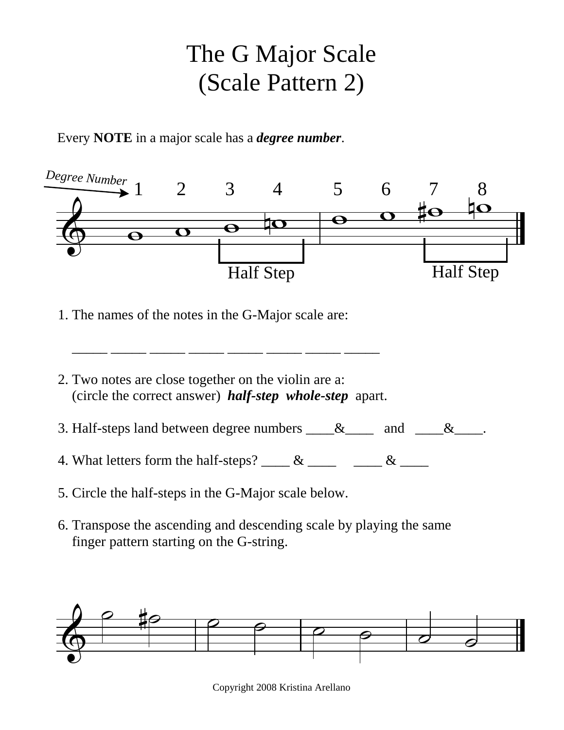# The G Major Scale
# (Scale Pattern 2)

Every **NOTE** in a major scale has a ***degree number***.

Degree Number 1 2 3 4 5 6 7 8

Half Step Half Step

1. The names of the notes in the G-Major scale are:

   _____ _____ _____ _____ _____ _____ _____ _____

2. Two notes are close together on the violin are a:
   (circle the correct answer) ***half-step*** ***whole-step*** apart.

3. Half-steps land between degree numbers ____&____ and ____&____.

4. What letters form the half-steps? ____ & ____ ____ & ____

5. Circle the half-steps in the G-Major scale below.

6. Transpose the ascending and descending scale by playing the same finger pattern starting on the G-string.

Copyright 2008 Kristina Arellano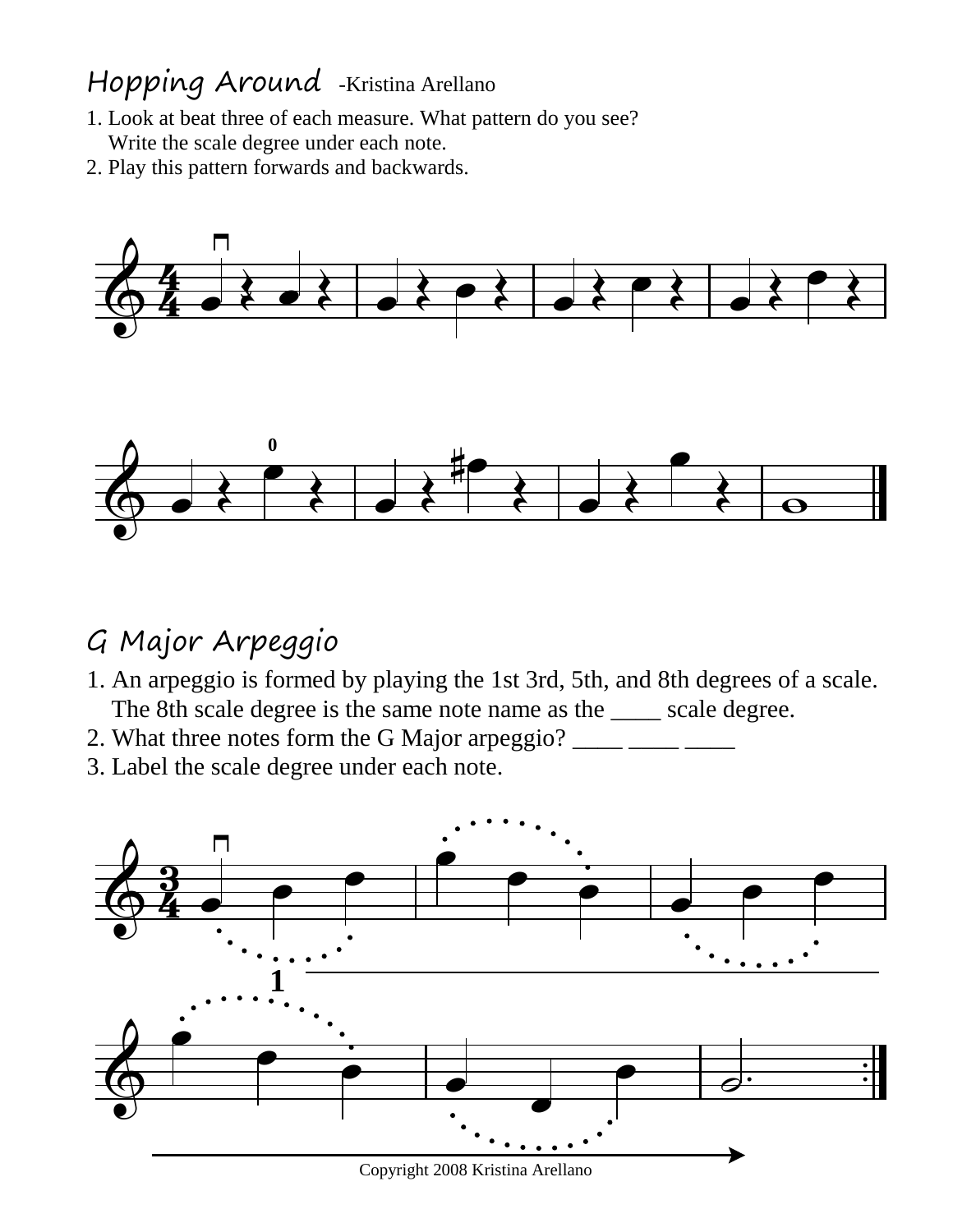## Hopping Around -Kristina Arellano

1. Look at beat three of each measure. What pattern do you see?
   Write the scale degree under each note.
2. Play this pattern forwards and backwards.

## G Major Arpeggio

1. An arpeggio is formed by playing the 1st 3rd, 5th, and 8th degrees of a scale.
   The 8th scale degree is the same note name as the ____ scale degree.
2. What three notes form the G Major arpeggio? ____ ____ ____
3. Label the scale degree under each note.

Copyright 2008 Kristina Arellano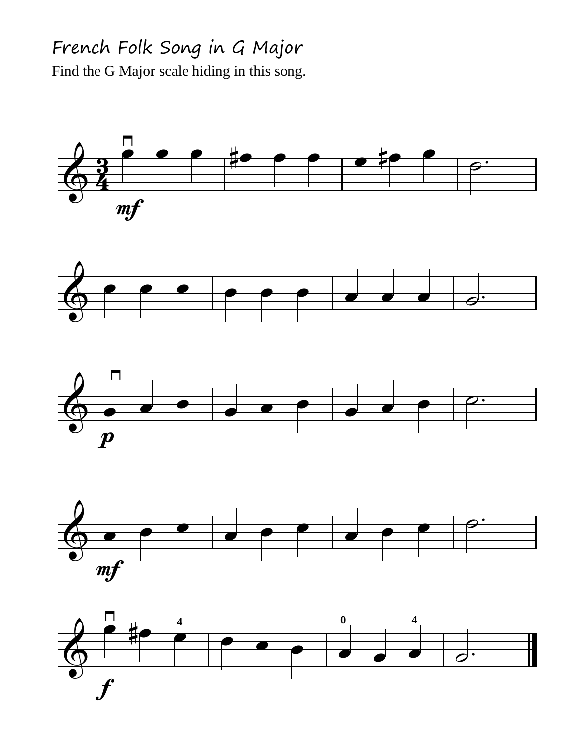French Folk Song in G Major

Find the G Major scale hiding in this song.